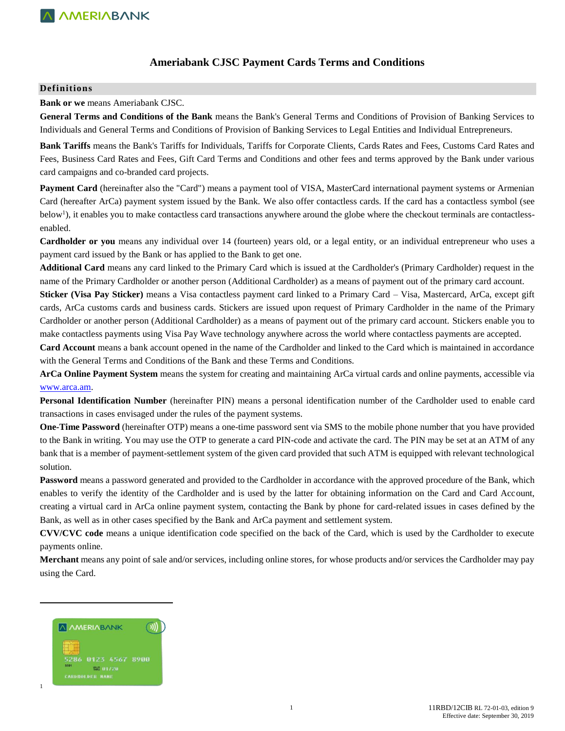# Ameriabank CJSC Payment Cards Terms and Conditions

## Definitions

**Bank or we** means Ameriabank CJSC.

**General Terms and Conditions of the Bank** means the Bank's General Terms and Conditions of Provision of Banking Services to Individuals and General Terms and Conditions of Provision of Banking Services to Legal Entities and Individual Entrepreneurs.

**Bank Tariffs** means the Bank's Tariffs for Individuals, Tariffs for Corporate Clients, Cards Rates and Fees, Customs Card Rates and Fees, Business Card Rates and Fees, Gift Card Terms and Conditions and other fees and terms approved by the Bank under various card campaigns and co-branded card projects.

**Payment Card** (hereinafter also the "Card") means a payment tool of VISA, MasterCard international payment systems or Armenian Card (hereafter ArCa) payment system issued by the Bank. We also offer contactless cards. If the card has a contactless symbol (see below[1]), it enables you to make contactless card transactions anywhere around the globe where the checkout terminals are contactless-enabled.

**Cardholder or you** means any individual over 14 (fourteen) years old, or a legal entity, or an individual entrepreneur who uses a payment card issued by the Bank or has applied to the Bank to get one.

**Additional Card** means any card linked to the Primary Card which is issued at the Cardholder's (Primary Cardholder) request in the name of the Primary Cardholder or another person (Additional Cardholder) as a means of payment out of the primary card account.

**Sticker (Visa Pay Sticker)** means a Visa contactless payment card linked to a Primary Card – Visa, Mastercard, ArCa, except gift cards, ArCa customs cards and business cards. Stickers are issued upon request of Primary Cardholder in the name of the Primary Cardholder or another person (Additional Cardholder) as a means of payment out of the primary card account. Stickers enable you to make contactless payments using Visa Pay Wave technology anywhere across the world where contactless payments are accepted.

**Card Account** means a bank account opened in the name of the Cardholder and linked to the Card which is maintained in accordance with the General Terms and Conditions of the Bank and these Terms and Conditions.

**ArCa Online Payment System** means the system for creating and maintaining ArCa virtual cards and online payments, accessible via www.arca.am.

**Personal Identification Number** (hereinafter PIN) means a personal identification number of the Cardholder used to enable card transactions in cases envisaged under the rules of the payment systems.

**One-Time Password** (hereinafter OTP) means a one-time password sent via SMS to the mobile phone number that you have provided to the Bank in writing. You may use the OTP to generate a card PIN-code and activate the card. The PIN may be set at an ATM of any bank that is a member of payment-settlement system of the given card provided that such ATM is equipped with relevant technological solution.

**Password** means a password generated and provided to the Cardholder in accordance with the approved procedure of the Bank, which enables to verify the identity of the Cardholder and is used by the latter for obtaining information on the Card and Card Account, creating a virtual card in ArCa online payment system, contacting the Bank by phone for card-related issues in cases defined by the Bank, as well as in other cases specified by the Bank and ArCa payment and settlement system.

**CVV/CVC code** means a unique identification code specified on the back of the Card, which is used by the Cardholder to execute payments online.

**Merchant** means any point of sale and/or services, including online stores, for whose products and/or services the Cardholder may pay using the Card.

---

[1]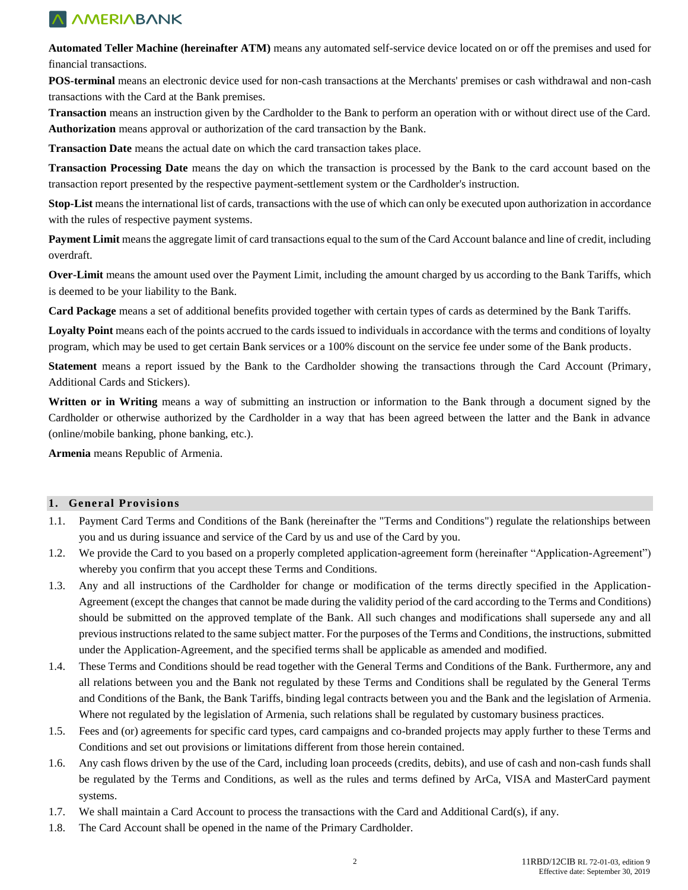**Automated Teller Machine (hereinafter ATM)** means any automated self-service device located on or off the premises and used for financial transactions.

**POS-terminal** means an electronic device used for non-cash transactions at the Merchants' premises or cash withdrawal and non-cash transactions with the Card at the Bank premises.

**Transaction** means an instruction given by the Cardholder to the Bank to perform an operation with or without direct use of the Card.

**Authorization** means approval or authorization of the card transaction by the Bank.

**Transaction Date** means the actual date on which the card transaction takes place.

**Transaction Processing Date** means the day on which the transaction is processed by the Bank to the card account based on the transaction report presented by the respective payment-settlement system or the Cardholder's instruction.

**Stop-List** means the international list of cards, transactions with the use of which can only be executed upon authorization in accordance with the rules of respective payment systems.

**Payment Limit** means the aggregate limit of card transactions equal to the sum of the Card Account balance and line of credit, including overdraft.

**Over-Limit** means the amount used over the Payment Limit, including the amount charged by us according to the Bank Tariffs, which is deemed to be your liability to the Bank.

**Card Package** means a set of additional benefits provided together with certain types of cards as determined by the Bank Tariffs.

**Loyalty Point** means each of the points accrued to the cards issued to individuals in accordance with the terms and conditions of loyalty program, which may be used to get certain Bank services or a 100% discount on the service fee under some of the Bank products.

**Statement** means a report issued by the Bank to the Cardholder showing the transactions through the Card Account (Primary, Additional Cards and Stickers).

**Written or in Writing** means a way of submitting an instruction or information to the Bank through a document signed by the Cardholder or otherwise authorized by the Cardholder in a way that has been agreed between the latter and the Bank in advance (online/mobile banking, phone banking, etc.).

**Armenia** means Republic of Armenia.

## 1. General Provisions

1.1. Payment Card Terms and Conditions of the Bank (hereinafter the "Terms and Conditions") regulate the relationships between you and us during issuance and service of the Card by us and use of the Card by you.

1.2. We provide the Card to you based on a properly completed application-agreement form (hereinafter "Application-Agreement") whereby you confirm that you accept these Terms and Conditions.

1.3. Any and all instructions of the Cardholder for change or modification of the terms directly specified in the Application-Agreement (except the changes that cannot be made during the validity period of the card according to the Terms and Conditions) should be submitted on the approved template of the Bank. All such changes and modifications shall supersede any and all previous instructions related to the same subject matter. For the purposes of the Terms and Conditions, the instructions, submitted under the Application-Agreement, and the specified terms shall be applicable as amended and modified.

1.4. These Terms and Conditions should be read together with the General Terms and Conditions of the Bank. Furthermore, any and all relations between you and the Bank not regulated by these Terms and Conditions shall be regulated by the General Terms and Conditions of the Bank, the Bank Tariffs, binding legal contracts between you and the Bank and the legislation of Armenia. Where not regulated by the legislation of Armenia, such relations shall be regulated by customary business practices.

1.5. Fees and (or) agreements for specific card types, card campaigns and co-branded projects may apply further to these Terms and Conditions and set out provisions or limitations different from those herein contained.

1.6. Any cash flows driven by the use of the Card, including loan proceeds (credits, debits), and use of cash and non-cash funds shall be regulated by the Terms and Conditions, as well as the rules and terms defined by ArCa, VISA and MasterCard payment systems.

1.7. We shall maintain a Card Account to process the transactions with the Card and Additional Card(s), if any.

1.8. The Card Account shall be opened in the name of the Primary Cardholder.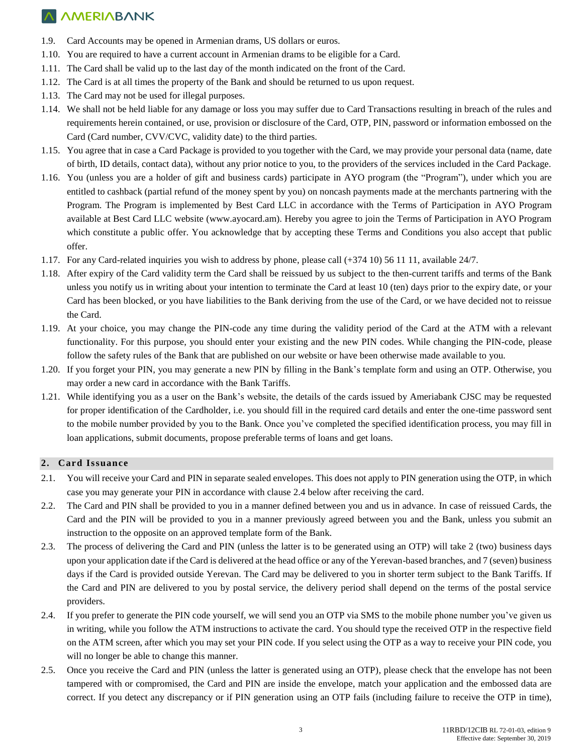1.9. Card Accounts may be opened in Armenian drams, US dollars or euros.

1.10. You are required to have a current account in Armenian drams to be eligible for a Card.

1.11. The Card shall be valid up to the last day of the month indicated on the front of the Card.

1.12. The Card is at all times the property of the Bank and should be returned to us upon request.

1.13. The Card may not be used for illegal purposes.

1.14. We shall not be held liable for any damage or loss you may suffer due to Card Transactions resulting in breach of the rules and requirements herein contained, or use, provision or disclosure of the Card, OTP, PIN, password or information embossed on the Card (Card number, CVV/CVC, validity date) to the third parties.

1.15. You agree that in case a Card Package is provided to you together with the Card, we may provide your personal data (name, date of birth, ID details, contact data), without any prior notice to you, to the providers of the services included in the Card Package.

1.16. You (unless you are a holder of gift and business cards) participate in AYO program (the "Program"), under which you are entitled to cashback (partial refund of the money spent by you) on noncash payments made at the merchants partnering with the Program. The Program is implemented by Best Card LLC in accordance with the Terms of Participation in AYO Program available at Best Card LLC website (www.ayocard.am). Hereby you agree to join the Terms of Participation in AYO Program which constitute a public offer. You acknowledge that by accepting these Terms and Conditions you also accept that public offer.

1.17. For any Card-related inquiries you wish to address by phone, please call (+374 10) 56 11 11, available 24/7.

1.18. After expiry of the Card validity term the Card shall be reissued by us subject to the then-current tariffs and terms of the Bank unless you notify us in writing about your intention to terminate the Card at least 10 (ten) days prior to the expiry date, or your Card has been blocked, or you have liabilities to the Bank deriving from the use of the Card, or we have decided not to reissue the Card.

1.19. At your choice, you may change the PIN-code any time during the validity period of the Card at the ATM with a relevant functionality. For this purpose, you should enter your existing and the new PIN codes. While changing the PIN-code, please follow the safety rules of the Bank that are published on our website or have been otherwise made available to you.

1.20. If you forget your PIN, you may generate a new PIN by filling in the Bank's template form and using an OTP. Otherwise, you may order a new card in accordance with the Bank Tariffs.

1.21. While identifying you as a user on the Bank's website, the details of the cards issued by Ameriabank CJSC may be requested for proper identification of the Cardholder, i.e. you should fill in the required card details and enter the one-time password sent to the mobile number provided by you to the Bank. Once you've completed the specified identification process, you may fill in loan applications, submit documents, propose preferable terms of loans and get loans.

## 2. Card Issuance

2.1. You will receive your Card and PIN in separate sealed envelopes. This does not apply to PIN generation using the OTP, in which case you may generate your PIN in accordance with clause 2.4 below after receiving the card.

2.2. The Card and PIN shall be provided to you in a manner defined between you and us in advance. In case of reissued Cards, the Card and the PIN will be provided to you in a manner previously agreed between you and the Bank, unless you submit an instruction to the opposite on an approved template form of the Bank.

2.3. The process of delivering the Card and PIN (unless the latter is to be generated using an OTP) will take 2 (two) business days upon your application date if the Card is delivered at the head office or any of the Yerevan-based branches, and 7 (seven) business days if the Card is provided outside Yerevan. The Card may be delivered to you in shorter term subject to the Bank Tariffs. If the Card and PIN are delivered to you by postal service, the delivery period shall depend on the terms of the postal service providers.

2.4. If you prefer to generate the PIN code yourself, we will send you an OTP via SMS to the mobile phone number you've given us in writing, while you follow the ATM instructions to activate the card. You should type the received OTP in the respective field on the ATM screen, after which you may set your PIN code. If you select using the OTP as a way to receive your PIN code, you will no longer be able to change this manner.

2.5. Once you receive the Card and PIN (unless the latter is generated using an OTP), please check that the envelope has not been tampered with or compromised, the Card and PIN are inside the envelope, match your application and the embossed data are correct. If you detect any discrepancy or if PIN generation using an OTP fails (including failure to receive the OTP in time),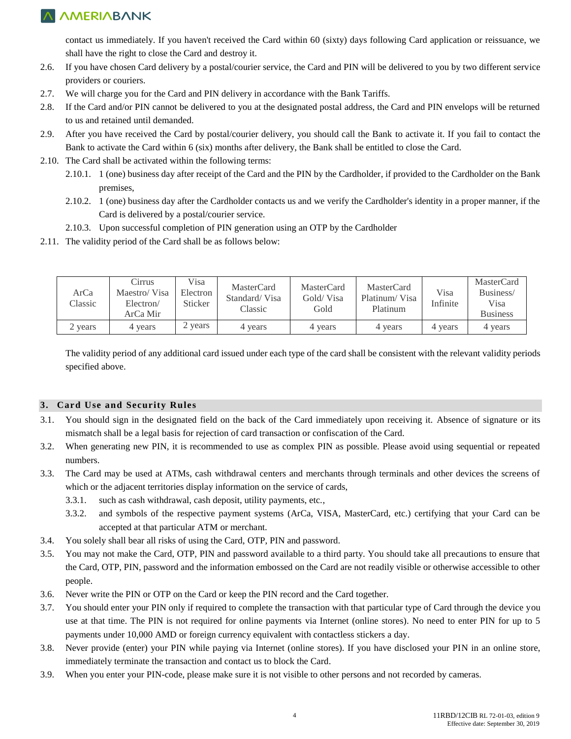contact us immediately. If you haven't received the Card within 60 (sixty) days following Card application or reissuance, we shall have the right to close the Card and destroy it.

2.6. If you have chosen Card delivery by a postal/courier service, the Card and PIN will be delivered to you by two different service providers or couriers.

2.7. We will charge you for the Card and PIN delivery in accordance with the Bank Tariffs.

2.8. If the Card and/or PIN cannot be delivered to you at the designated postal address, the Card and PIN envelops will be returned to us and retained until demanded.

2.9. After you have received the Card by postal/courier delivery, you should call the Bank to activate it. If you fail to contact the Bank to activate the Card within 6 (six) months after delivery, the Bank shall be entitled to close the Card.

2.10. The Card shall be activated within the following terms:

2.10.1. 1 (one) business day after receipt of the Card and the PIN by the Cardholder, if provided to the Cardholder on the Bank premises,

2.10.2. 1 (one) business day after the Cardholder contacts us and we verify the Cardholder's identity in a proper manner, if the Card is delivered by a postal/courier service.

2.10.3. Upon successful completion of PIN generation using an OTP by the Cardholder

2.11. The validity period of the Card shall be as follows below:

| ArCa Classic | Cirrus Maestro/ Visa Electron/ ArCa Mir | Visa Electron Sticker | MasterCard Standard/ Visa Classic | MasterCard Gold/ Visa Gold | MasterCard Platinum/ Visa Platinum | Visa Infinite | MasterCard Business/ Visa Business |
|---|---|---|---|---|---|---|---|
| 2 years | 4 years | 2 years | 4 years | 4 years | 4 years | 4 years | 4 years |

The validity period of any additional card issued under each type of the card shall be consistent with the relevant validity periods specified above.

## 3. Card Use and Security Rules

3.1. You should sign in the designated field on the back of the Card immediately upon receiving it. Absence of signature or its mismatch shall be a legal basis for rejection of card transaction or confiscation of the Card.

3.2. When generating new PIN, it is recommended to use as complex PIN as possible. Please avoid using sequential or repeated numbers.

3.3. The Card may be used at ATMs, cash withdrawal centers and merchants through terminals and other devices the screens of which or the adjacent territories display information on the service of cards,

3.3.1. such as cash withdrawal, cash deposit, utility payments, etc.,

3.3.2. and symbols of the respective payment systems (ArCa, VISA, MasterCard, etc.) certifying that your Card can be accepted at that particular ATM or merchant.

3.4. You solely shall bear all risks of using the Card, OTP, PIN and password.

3.5. You may not make the Card, OTP, PIN and password available to a third party. You should take all precautions to ensure that the Card, OTP, PIN, password and the information embossed on the Card are not readily visible or otherwise accessible to other people.

3.6. Never write the PIN or OTP on the Card or keep the PIN record and the Card together.

3.7. You should enter your PIN only if required to complete the transaction with that particular type of Card through the device you use at that time. The PIN is not required for online payments via Internet (online stores). No need to enter PIN for up to 5 payments under 10,000 AMD or foreign currency equivalent with contactless stickers a day.

3.8. Never provide (enter) your PIN while paying via Internet (online stores). If you have disclosed your PIN in an online store, immediately terminate the transaction and contact us to block the Card.

3.9. When you enter your PIN-code, please make sure it is not visible to other persons and not recorded by cameras.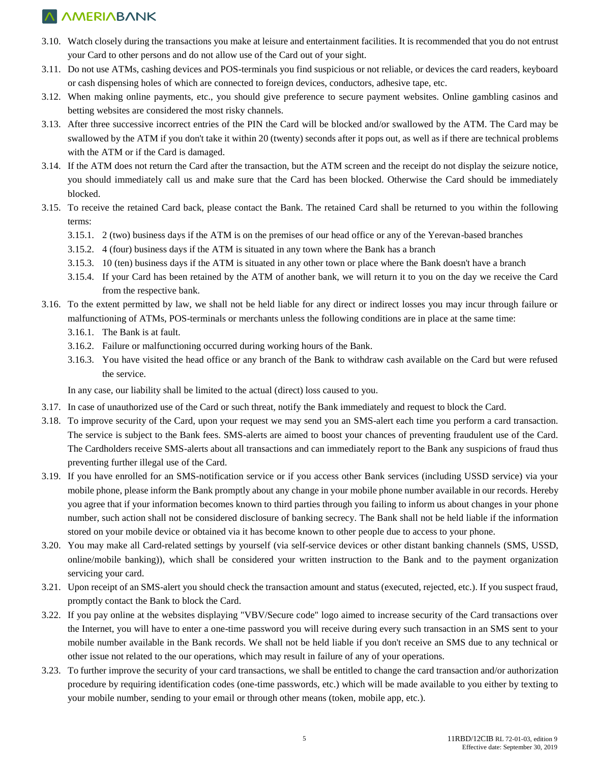3.10. Watch closely during the transactions you make at leisure and entertainment facilities. It is recommended that you do not entrust your Card to other persons and do not allow use of the Card out of your sight.

3.11. Do not use ATMs, cashing devices and POS-terminals you find suspicious or not reliable, or devices the card readers, keyboard or cash dispensing holes of which are connected to foreign devices, conductors, adhesive tape, etc.

3.12. When making online payments, etc., you should give preference to secure payment websites. Online gambling casinos and betting websites are considered the most risky channels.

3.13. After three successive incorrect entries of the PIN the Card will be blocked and/or swallowed by the ATM. The Card may be swallowed by the ATM if you don't take it within 20 (twenty) seconds after it pops out, as well as if there are technical problems with the ATM or if the Card is damaged.

3.14. If the ATM does not return the Card after the transaction, but the ATM screen and the receipt do not display the seizure notice, you should immediately call us and make sure that the Card has been blocked. Otherwise the Card should be immediately blocked.

3.15. To receive the retained Card back, please contact the Bank. The retained Card shall be returned to you within the following terms:

- 3.15.1. 2 (two) business days if the ATM is on the premises of our head office or any of the Yerevan-based branches
- 3.15.2. 4 (four) business days if the ATM is situated in any town where the Bank has a branch
- 3.15.3. 10 (ten) business days if the ATM is situated in any other town or place where the Bank doesn't have a branch
- 3.15.4. If your Card has been retained by the ATM of another bank, we will return it to you on the day we receive the Card from the respective bank.

3.16. To the extent permitted by law, we shall not be held liable for any direct or indirect losses you may incur through failure or malfunctioning of ATMs, POS-terminals or merchants unless the following conditions are in place at the same time:

- 3.16.1. The Bank is at fault.
- 3.16.2. Failure or malfunctioning occurred during working hours of the Bank.
- 3.16.3. You have visited the head office or any branch of the Bank to withdraw cash available on the Card but were refused the service.

In any case, our liability shall be limited to the actual (direct) loss caused to you.

3.17. In case of unauthorized use of the Card or such threat, notify the Bank immediately and request to block the Card.

3.18. To improve security of the Card, upon your request we may send you an SMS-alert each time you perform a card transaction. The service is subject to the Bank fees. SMS-alerts are aimed to boost your chances of preventing fraudulent use of the Card. The Cardholders receive SMS-alerts about all transactions and can immediately report to the Bank any suspicions of fraud thus preventing further illegal use of the Card.

3.19. If you have enrolled for an SMS-notification service or if you access other Bank services (including USSD service) via your mobile phone, please inform the Bank promptly about any change in your mobile phone number available in our records. Hereby you agree that if your information becomes known to third parties through you failing to inform us about changes in your phone number, such action shall not be considered disclosure of banking secrecy. The Bank shall not be held liable if the information stored on your mobile device or obtained via it has become known to other people due to access to your phone.

3.20. You may make all Card-related settings by yourself (via self-service devices or other distant banking channels (SMS, USSD, online/mobile banking)), which shall be considered your written instruction to the Bank and to the payment organization servicing your card.

3.21. Upon receipt of an SMS-alert you should check the transaction amount and status (executed, rejected, etc.). If you suspect fraud, promptly contact the Bank to block the Card.

3.22. If you pay online at the websites displaying "VBV/Secure code" logo aimed to increase security of the Card transactions over the Internet, you will have to enter a one-time password you will receive during every such transaction in an SMS sent to your mobile number available in the Bank records. We shall not be held liable if you don't receive an SMS due to any technical or other issue not related to the our operations, which may result in failure of any of your operations.

3.23. To further improve the security of your card transactions, we shall be entitled to change the card transaction and/or authorization procedure by requiring identification codes (one-time passwords, etc.) which will be made available to you either by texting to your mobile number, sending to your email or through other means (token, mobile app, etc.).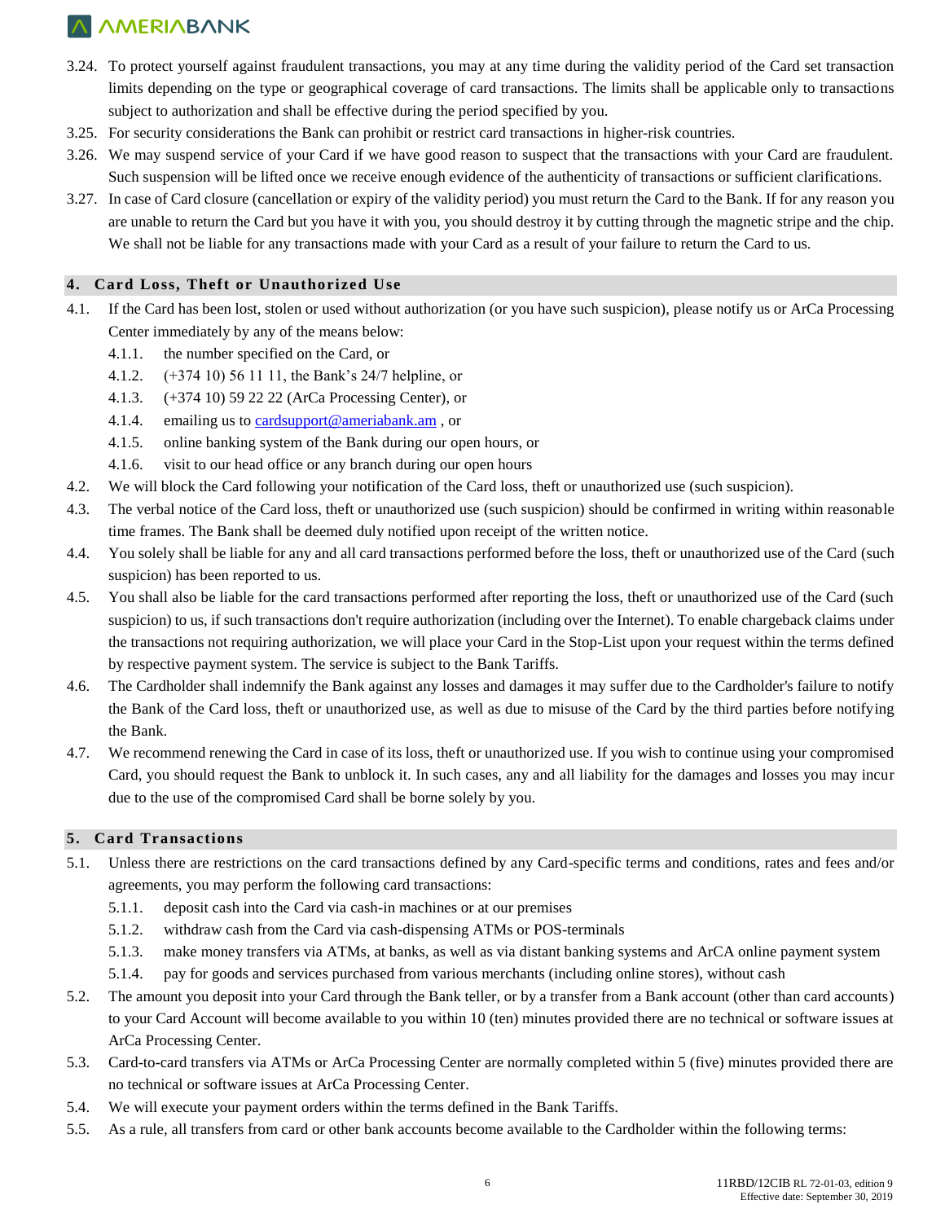3.24. To protect yourself against fraudulent transactions, you may at any time during the validity period of the Card set transaction limits depending on the type or geographical coverage of card transactions. The limits shall be applicable only to transactions subject to authorization and shall be effective during the period specified by you.

3.25. For security considerations the Bank can prohibit or restrict card transactions in higher-risk countries.

3.26. We may suspend service of your Card if we have good reason to suspect that the transactions with your Card are fraudulent. Such suspension will be lifted once we receive enough evidence of the authenticity of transactions or sufficient clarifications.

3.27. In case of Card closure (cancellation or expiry of the validity period) you must return the Card to the Bank. If for any reason you are unable to return the Card but you have it with you, you should destroy it by cutting through the magnetic stripe and the chip. We shall not be liable for any transactions made with your Card as a result of your failure to return the Card to us.

## 4. Card Loss, Theft or Unauthorized Use

4.1. If the Card has been lost, stolen or used without authorization (or you have such suspicion), please notify us or ArCa Processing Center immediately by any of the means below:

- 4.1.1. the number specified on the Card, or
- 4.1.2. (+374 10) 56 11 11, the Bank's 24/7 helpline, or
- 4.1.3. (+374 10) 59 22 22 (ArCa Processing Center), or
- 4.1.4. emailing us to cardsupport@ameriabank.am , or
- 4.1.5. online banking system of the Bank during our open hours, or
- 4.1.6. visit to our head office or any branch during our open hours

4.2. We will block the Card following your notification of the Card loss, theft or unauthorized use (such suspicion).

4.3. The verbal notice of the Card loss, theft or unauthorized use (such suspicion) should be confirmed in writing within reasonable time frames. The Bank shall be deemed duly notified upon receipt of the written notice.

4.4. You solely shall be liable for any and all card transactions performed before the loss, theft or unauthorized use of the Card (such suspicion) has been reported to us.

4.5. You shall also be liable for the card transactions performed after reporting the loss, theft or unauthorized use of the Card (such suspicion) to us, if such transactions don't require authorization (including over the Internet). To enable chargeback claims under the transactions not requiring authorization, we will place your Card in the Stop-List upon your request within the terms defined by respective payment system. The service is subject to the Bank Tariffs.

4.6. The Cardholder shall indemnify the Bank against any losses and damages it may suffer due to the Cardholder's failure to notify the Bank of the Card loss, theft or unauthorized use, as well as due to misuse of the Card by the third parties before notifying the Bank.

4.7. We recommend renewing the Card in case of its loss, theft or unauthorized use. If you wish to continue using your compromised Card, you should request the Bank to unblock it. In such cases, any and all liability for the damages and losses you may incur due to the use of the compromised Card shall be borne solely by you.

## 5. Card Transactions

5.1. Unless there are restrictions on the card transactions defined by any Card-specific terms and conditions, rates and fees and/or agreements, you may perform the following card transactions:

- 5.1.1. deposit cash into the Card via cash-in machines or at our premises
- 5.1.2. withdraw cash from the Card via cash-dispensing ATMs or POS-terminals
- 5.1.3. make money transfers via ATMs, at banks, as well as via distant banking systems and ArCA online payment system
- 5.1.4. pay for goods and services purchased from various merchants (including online stores), without cash

5.2. The amount you deposit into your Card through the Bank teller, or by a transfer from a Bank account (other than card accounts) to your Card Account will become available to you within 10 (ten) minutes provided there are no technical or software issues at ArCa Processing Center.

5.3. Card-to-card transfers via ATMs or ArCa Processing Center are normally completed within 5 (five) minutes provided there are no technical or software issues at ArCa Processing Center.

5.4. We will execute your payment orders within the terms defined in the Bank Tariffs.

5.5. As a rule, all transfers from card or other bank accounts become available to the Cardholder within the following terms: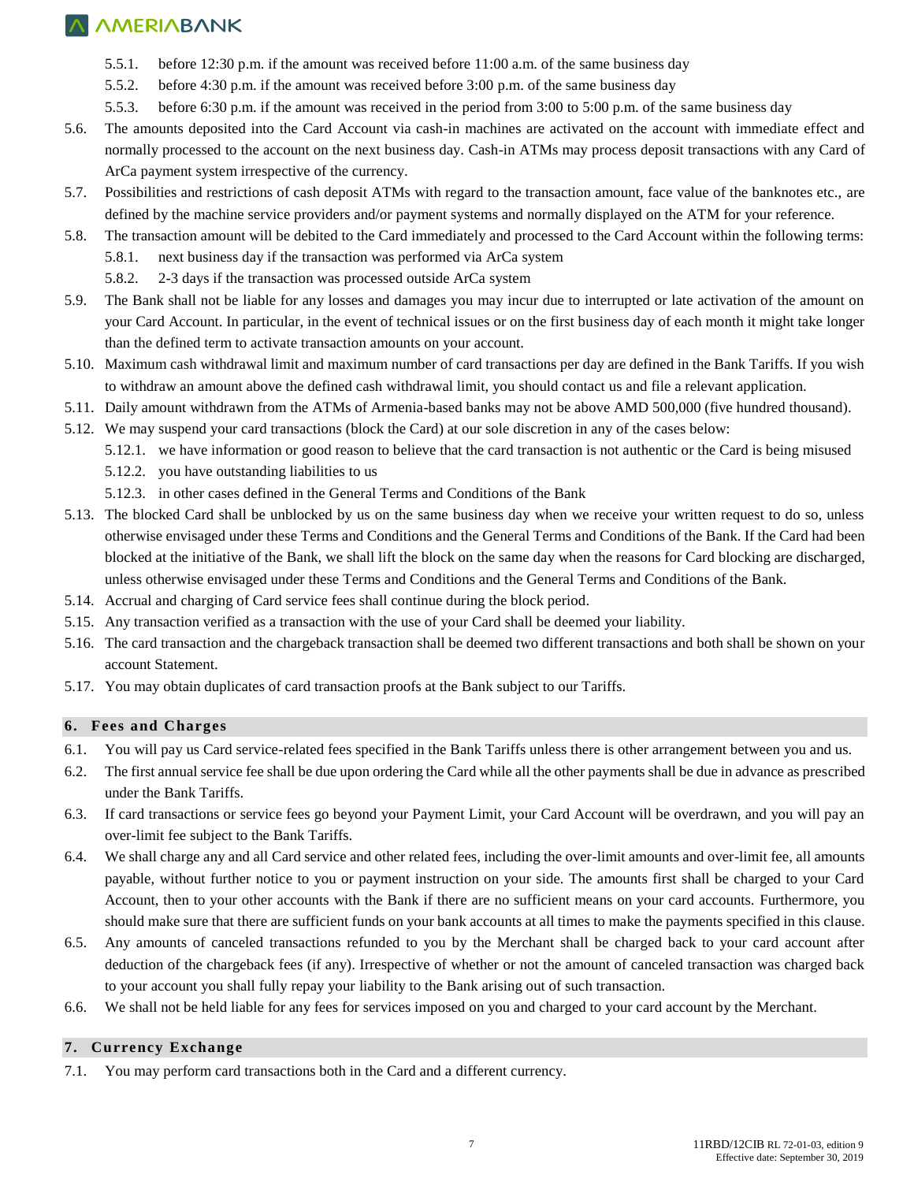5.5.1. before 12:30 p.m. if the amount was received before 11:00 a.m. of the same business day

5.5.2. before 4:30 p.m. if the amount was received before 3:00 p.m. of the same business day

5.5.3. before 6:30 p.m. if the amount was received in the period from 3:00 to 5:00 p.m. of the same business day

5.6. The amounts deposited into the Card Account via cash-in machines are activated on the account with immediate effect and normally processed to the account on the next business day. Cash-in ATMs may process deposit transactions with any Card of ArCa payment system irrespective of the currency.

5.7. Possibilities and restrictions of cash deposit ATMs with regard to the transaction amount, face value of the banknotes etc., are defined by the machine service providers and/or payment systems and normally displayed on the ATM for your reference.

5.8. The transaction amount will be debited to the Card immediately and processed to the Card Account within the following terms:

5.8.1. next business day if the transaction was performed via ArCa system

5.8.2. 2-3 days if the transaction was processed outside ArCa system

5.9. The Bank shall not be liable for any losses and damages you may incur due to interrupted or late activation of the amount on your Card Account. In particular, in the event of technical issues or on the first business day of each month it might take longer than the defined term to activate transaction amounts on your account.

5.10. Maximum cash withdrawal limit and maximum number of card transactions per day are defined in the Bank Tariffs. If you wish to withdraw an amount above the defined cash withdrawal limit, you should contact us and file a relevant application.

5.11. Daily amount withdrawn from the ATMs of Armenia-based banks may not be above AMD 500,000 (five hundred thousand).

5.12. We may suspend your card transactions (block the Card) at our sole discretion in any of the cases below:

5.12.1. we have information or good reason to believe that the card transaction is not authentic or the Card is being misused

5.12.2. you have outstanding liabilities to us

5.12.3. in other cases defined in the General Terms and Conditions of the Bank

5.13. The blocked Card shall be unblocked by us on the same business day when we receive your written request to do so, unless otherwise envisaged under these Terms and Conditions and the General Terms and Conditions of the Bank. If the Card had been blocked at the initiative of the Bank, we shall lift the block on the same day when the reasons for Card blocking are discharged, unless otherwise envisaged under these Terms and Conditions and the General Terms and Conditions of the Bank.

5.14. Accrual and charging of Card service fees shall continue during the block period.

5.15. Any transaction verified as a transaction with the use of your Card shall be deemed your liability.

5.16. The card transaction and the chargeback transaction shall be deemed two different transactions and both shall be shown on your account Statement.

5.17. You may obtain duplicates of card transaction proofs at the Bank subject to our Tariffs.

## 6. Fees and Charges

6.1. You will pay us Card service-related fees specified in the Bank Tariffs unless there is other arrangement between you and us.

6.2. The first annual service fee shall be due upon ordering the Card while all the other payments shall be due in advance as prescribed under the Bank Tariffs.

6.3. If card transactions or service fees go beyond your Payment Limit, your Card Account will be overdrawn, and you will pay an over-limit fee subject to the Bank Tariffs.

6.4. We shall charge any and all Card service and other related fees, including the over-limit amounts and over-limit fee, all amounts payable, without further notice to you or payment instruction on your side. The amounts first shall be charged to your Card Account, then to your other accounts with the Bank if there are no sufficient means on your card accounts. Furthermore, you should make sure that there are sufficient funds on your bank accounts at all times to make the payments specified in this clause.

6.5. Any amounts of canceled transactions refunded to you by the Merchant shall be charged back to your card account after deduction of the chargeback fees (if any). Irrespective of whether or not the amount of canceled transaction was charged back to your account you shall fully repay your liability to the Bank arising out of such transaction.

6.6. We shall not be held liable for any fees for services imposed on you and charged to your card account by the Merchant.

## 7. Currency Exchange

7.1. You may perform card transactions both in the Card and a different currency.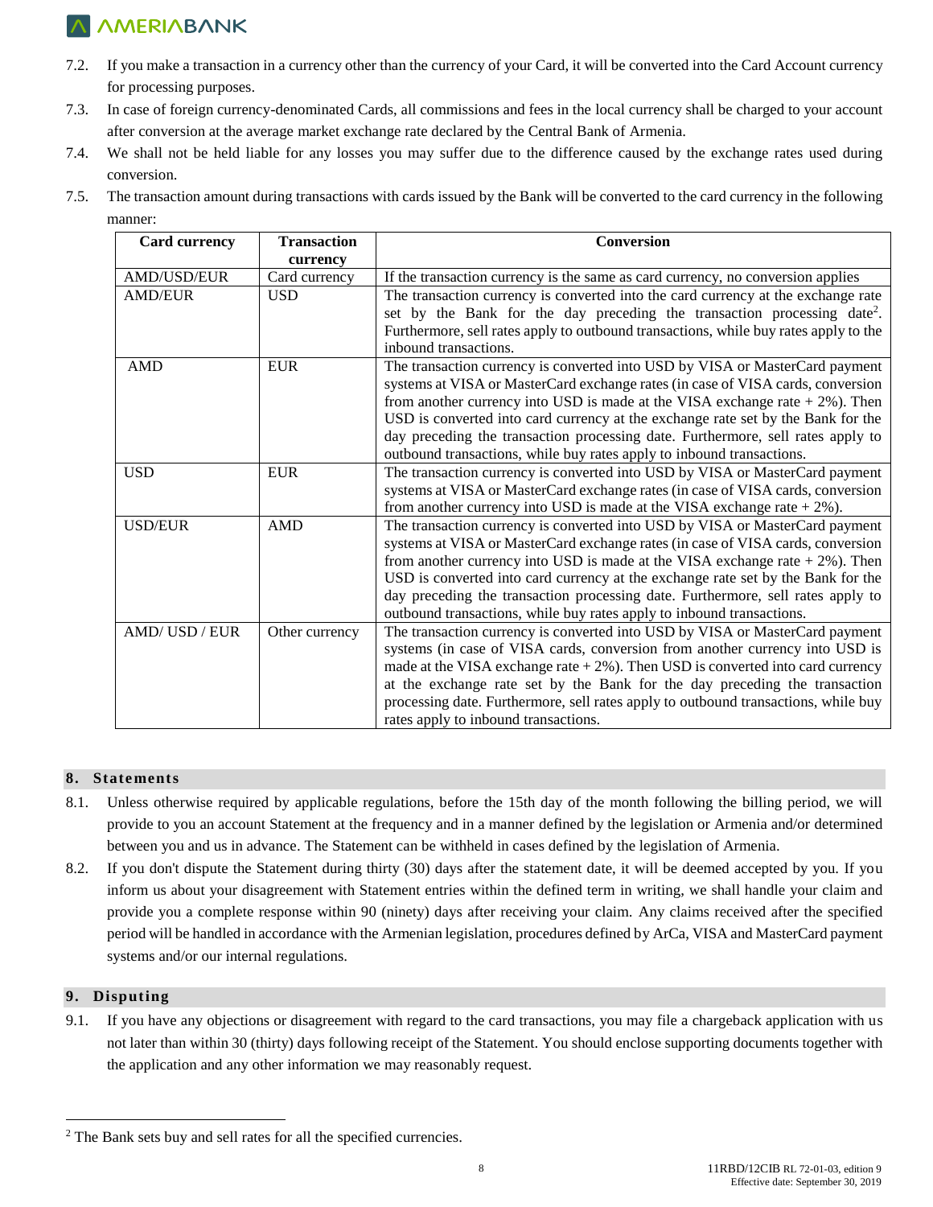7.2. If you make a transaction in a currency other than the currency of your Card, it will be converted into the Card Account currency for processing purposes.

7.3. In case of foreign currency-denominated Cards, all commissions and fees in the local currency shall be charged to your account after conversion at the average market exchange rate declared by the Central Bank of Armenia.

7.4. We shall not be held liable for any losses you may suffer due to the difference caused by the exchange rates used during conversion.

7.5. The transaction amount during transactions with cards issued by the Bank will be converted to the card currency in the following manner:

| Card currency | Transaction currency | Conversion |
|---|---|---|
| AMD/USD/EUR | Card currency | If the transaction currency is the same as card currency, no conversion applies |
| AMD/EUR | USD | The transaction currency is converted into the card currency at the exchange rate set by the Bank for the day preceding the transaction processing date[2]. Furthermore, sell rates apply to outbound transactions, while buy rates apply to the inbound transactions. |
| AMD | EUR | The transaction currency is converted into USD by VISA or MasterCard payment systems at VISA or MasterCard exchange rates (in case of VISA cards, conversion from another currency into USD is made at the VISA exchange rate + 2%). Then USD is converted into card currency at the exchange rate set by the Bank for the day preceding the transaction processing date. Furthermore, sell rates apply to outbound transactions, while buy rates apply to inbound transactions. |
| USD | EUR | The transaction currency is converted into USD by VISA or MasterCard payment systems at VISA or MasterCard exchange rates (in case of VISA cards, conversion from another currency into USD is made at the VISA exchange rate + 2%). |
| USD/EUR | AMD | The transaction currency is converted into USD by VISA or MasterCard payment systems at VISA or MasterCard exchange rates (in case of VISA cards, conversion from another currency into USD is made at the VISA exchange rate + 2%). Then USD is converted into card currency at the exchange rate set by the Bank for the day preceding the transaction processing date. Furthermore, sell rates apply to outbound transactions, while buy rates apply to inbound transactions. |
| AMD/ USD / EUR | Other currency | The transaction currency is converted into USD by VISA or MasterCard payment systems (in case of VISA cards, conversion from another currency into USD is made at the VISA exchange rate + 2%). Then USD is converted into card currency at the exchange rate set by the Bank for the day preceding the transaction processing date. Furthermore, sell rates apply to outbound transactions, while buy rates apply to inbound transactions. |

## 8. Statements

8.1. Unless otherwise required by applicable regulations, before the 15th day of the month following the billing period, we will provide to you an account Statement at the frequency and in a manner defined by the legislation or Armenia and/or determined between you and us in advance. The Statement can be withheld in cases defined by the legislation of Armenia.

8.2. If you don't dispute the Statement during thirty (30) days after the statement date, it will be deemed accepted by you. If you inform us about your disagreement with Statement entries within the defined term in writing, we shall handle your claim and provide you a complete response within 90 (ninety) days after receiving your claim. Any claims received after the specified period will be handled in accordance with the Armenian legislation, procedures defined by ArCa, VISA and MasterCard payment systems and/or our internal regulations.

## 9. Disputing

9.1. If you have any objections or disagreement with regard to the card transactions, you may file a chargeback application with us not later than within 30 (thirty) days following receipt of the Statement. You should enclose supporting documents together with the application and any other information we may reasonably request.

---

[2] The Bank sets buy and sell rates for all the specified currencies.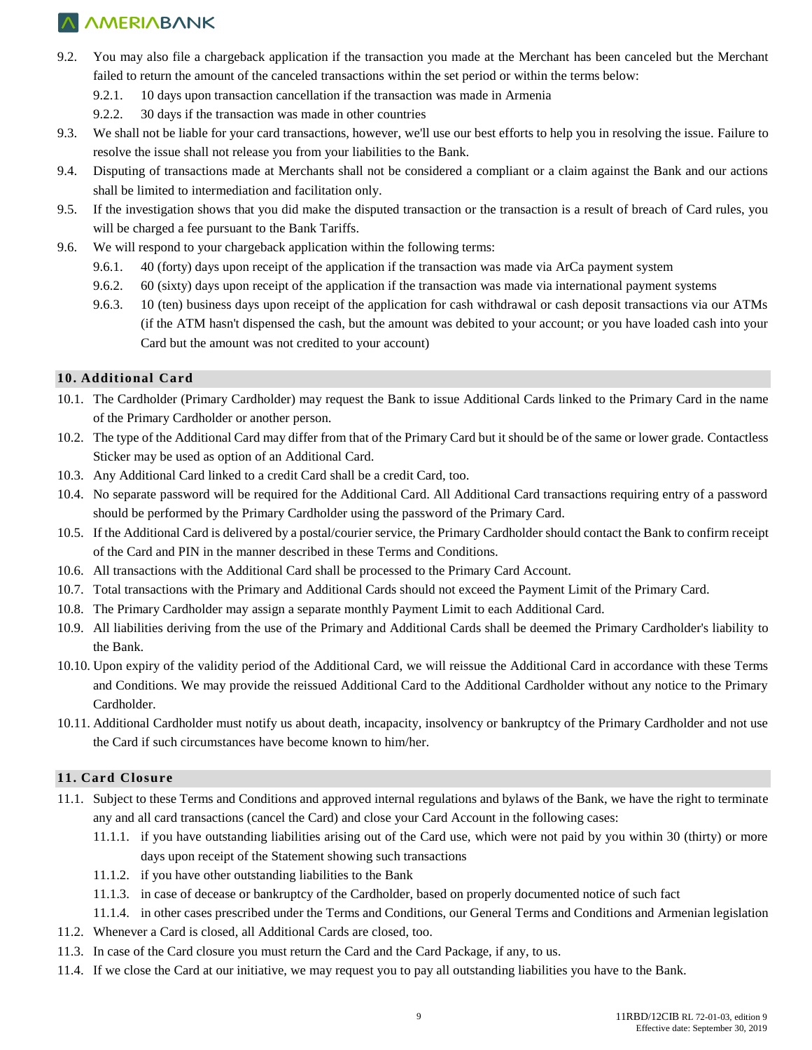9.2. You may also file a chargeback application if the transaction you made at the Merchant has been canceled but the Merchant failed to return the amount of the canceled transactions within the set period or within the terms below:

  9.2.1. 10 days upon transaction cancellation if the transaction was made in Armenia

  9.2.2. 30 days if the transaction was made in other countries

9.3. We shall not be liable for your card transactions, however, we'll use our best efforts to help you in resolving the issue. Failure to resolve the issue shall not release you from your liabilities to the Bank.

9.4. Disputing of transactions made at Merchants shall not be considered a compliant or a claim against the Bank and our actions shall be limited to intermediation and facilitation only.

9.5. If the investigation shows that you did make the disputed transaction or the transaction is a result of breach of Card rules, you will be charged a fee pursuant to the Bank Tariffs.

9.6. We will respond to your chargeback application within the following terms:

  9.6.1. 40 (forty) days upon receipt of the application if the transaction was made via ArCa payment system

  9.6.2. 60 (sixty) days upon receipt of the application if the transaction was made via international payment systems

  9.6.3. 10 (ten) business days upon receipt of the application for cash withdrawal or cash deposit transactions via our ATMs (if the ATM hasn't dispensed the cash, but the amount was debited to your account; or you have loaded cash into your Card but the amount was not credited to your account)

## 10. Additional Card

10.1. The Cardholder (Primary Cardholder) may request the Bank to issue Additional Cards linked to the Primary Card in the name of the Primary Cardholder or another person.

10.2. The type of the Additional Card may differ from that of the Primary Card but it should be of the same or lower grade. Contactless Sticker may be used as option of an Additional Card.

10.3. Any Additional Card linked to a credit Card shall be a credit Card, too.

10.4. No separate password will be required for the Additional Card. All Additional Card transactions requiring entry of a password should be performed by the Primary Cardholder using the password of the Primary Card.

10.5. If the Additional Card is delivered by a postal/courier service, the Primary Cardholder should contact the Bank to confirm receipt of the Card and PIN in the manner described in these Terms and Conditions.

10.6. All transactions with the Additional Card shall be processed to the Primary Card Account.

10.7. Total transactions with the Primary and Additional Cards should not exceed the Payment Limit of the Primary Card.

10.8. The Primary Cardholder may assign a separate monthly Payment Limit to each Additional Card.

10.9. All liabilities deriving from the use of the Primary and Additional Cards shall be deemed the Primary Cardholder's liability to the Bank.

10.10. Upon expiry of the validity period of the Additional Card, we will reissue the Additional Card in accordance with these Terms and Conditions. We may provide the reissued Additional Card to the Additional Cardholder without any notice to the Primary Cardholder.

10.11. Additional Cardholder must notify us about death, incapacity, insolvency or bankruptcy of the Primary Cardholder and not use the Card if such circumstances have become known to him/her.

## 11. Card Closure

11.1. Subject to these Terms and Conditions and approved internal regulations and bylaws of the Bank, we have the right to terminate any and all card transactions (cancel the Card) and close your Card Account in the following cases:

  11.1.1. if you have outstanding liabilities arising out of the Card use, which were not paid by you within 30 (thirty) or more days upon receipt of the Statement showing such transactions

  11.1.2. if you have other outstanding liabilities to the Bank

  11.1.3. in case of decease or bankruptcy of the Cardholder, based on properly documented notice of such fact

  11.1.4. in other cases prescribed under the Terms and Conditions, our General Terms and Conditions and Armenian legislation

11.2. Whenever a Card is closed, all Additional Cards are closed, too.

11.3. In case of the Card closure you must return the Card and the Card Package, if any, to us.

11.4. If we close the Card at our initiative, we may request you to pay all outstanding liabilities you have to the Bank.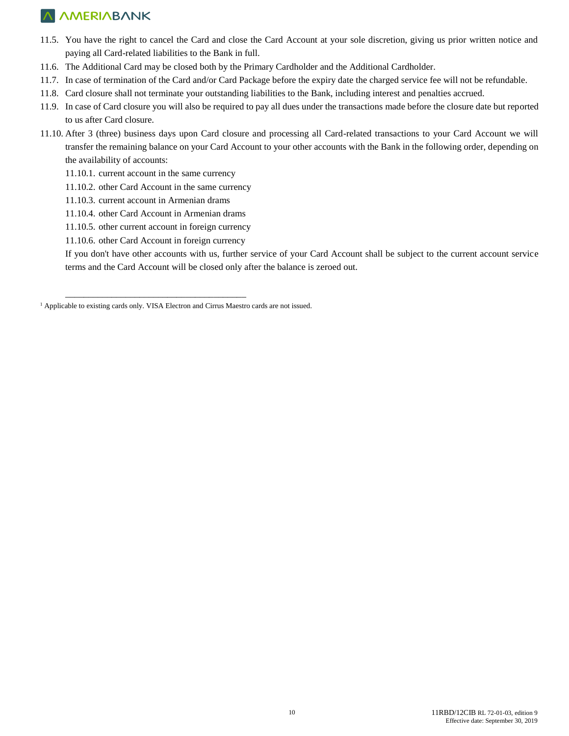11.5. You have the right to cancel the Card and close the Card Account at your sole discretion, giving us prior written notice and paying all Card-related liabilities to the Bank in full.

11.6. The Additional Card may be closed both by the Primary Cardholder and the Additional Cardholder.

11.7. In case of termination of the Card and/or Card Package before the expiry date the charged service fee will not be refundable.

11.8. Card closure shall not terminate your outstanding liabilities to the Bank, including interest and penalties accrued.

11.9. In case of Card closure you will also be required to pay all dues under the transactions made before the closure date but reported to us after Card closure.

11.10. After 3 (three) business days upon Card closure and processing all Card-related transactions to your Card Account we will transfer the remaining balance on your Card Account to your other accounts with the Bank in the following order, depending on the availability of accounts:

11.10.1. current account in the same currency

11.10.2. other Card Account in the same currency

11.10.3. current account in Armenian drams

11.10.4. other Card Account in Armenian drams

11.10.5. other current account in foreign currency

11.10.6. other Card Account in foreign currency

If you don't have other accounts with us, further service of your Card Account shall be subject to the current account service terms and the Card Account will be closed only after the balance is zeroed out.

---

[1] Applicable to existing cards only. VISA Electron and Cirrus Maestro cards are not issued.